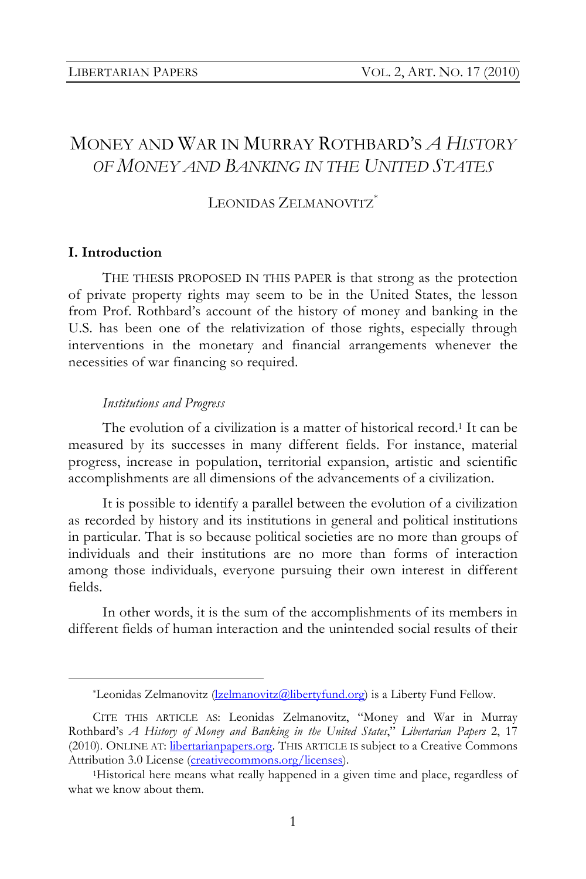# MONEY AND WAR IN MURRAY ROTHBARD'S *A HISTORY OF MONEY AND BANKING IN THE UNITED STATES*

LEONIDAS ZELMANOVITZ*

## I. Introduction

THE THESIS PROPOSED IN THIS PAPER is that strong as the protection of private property rights may seem to be in the United States, the lesson from Prof. Rothbard's account of the history of money and banking in the U.S. has been one of the relativization of those rights, especially through interventions in the monetary and financial arrangements whenever the necessities of war financing so required.

*Institutions and Progress*

The evolution of a civilization is a matter of historical record.[1] It can be measured by its successes in many different fields. For instance, material progress, increase in population, territorial expansion, artistic and scientific accomplishments are all dimensions of the advancements of a civilization.

It is possible to identify a parallel between the evolution of a civilization as recorded by history and its institutions in general and political institutions in particular. That is so because political societies are no more than groups of individuals and their institutions are no more than forms of interaction among those individuals, everyone pursuing their own interest in different fields.

In other words, it is the sum of the accomplishments of its members in different fields of human interaction and the unintended social results of their

---

*Leonidas Zelmanovitz (lzelmanovitz@libertyfund.org) is a Liberty Fund Fellow.

CITE THIS ARTICLE AS: Leonidas Zelmanovitz, "Money and War in Murray Rothbard's *A History of Money and Banking in the United States*," *Libertarian Papers* 2, 17 (2010). ONLINE AT: libertarianpapers.org. THIS ARTICLE IS subject to a Creative Commons Attribution 3.0 License (creativecommons.org/licenses).

[1] Historical here means what really happened in a given time and place, regardless of what we know about them.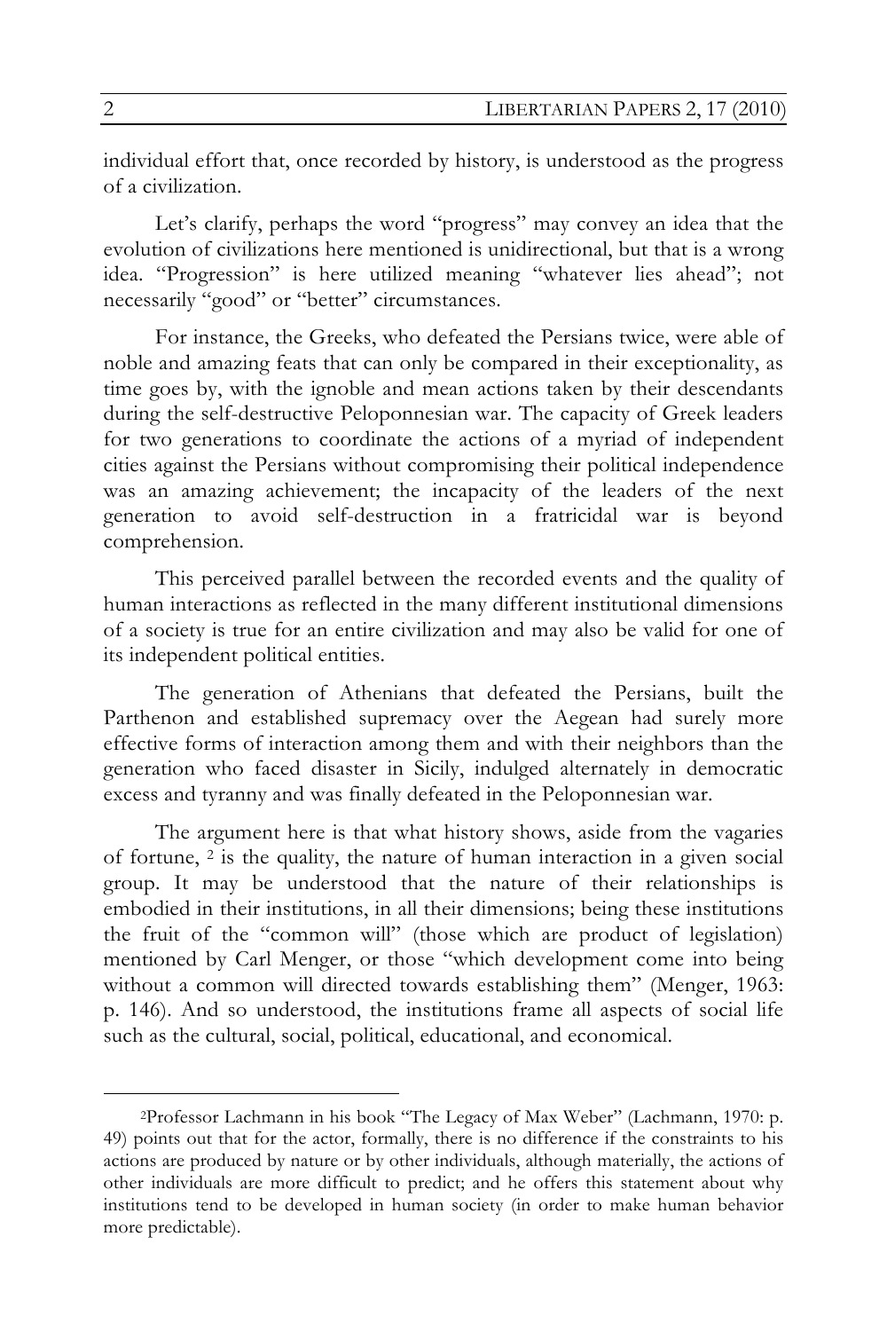individual effort that, once recorded by history, is understood as the progress of a civilization.

Let's clarify, perhaps the word "progress" may convey an idea that the evolution of civilizations here mentioned is unidirectional, but that is a wrong idea. "Progression" is here utilized meaning "whatever lies ahead"; not necessarily "good" or "better" circumstances.

For instance, the Greeks, who defeated the Persians twice, were able of noble and amazing feats that can only be compared in their exceptionality, as time goes by, with the ignoble and mean actions taken by their descendants during the self-destructive Peloponnesian war. The capacity of Greek leaders for two generations to coordinate the actions of a myriad of independent cities against the Persians without compromising their political independence was an amazing achievement; the incapacity of the leaders of the next generation to avoid self-destruction in a fratricidal war is beyond comprehension.

This perceived parallel between the recorded events and the quality of human interactions as reflected in the many different institutional dimensions of a society is true for an entire civilization and may also be valid for one of its independent political entities.

The generation of Athenians that defeated the Persians, built the Parthenon and established supremacy over the Aegean had surely more effective forms of interaction among them and with their neighbors than the generation who faced disaster in Sicily, indulged alternately in democratic excess and tyranny and was finally defeated in the Peloponnesian war.

The argument here is that what history shows, aside from the vagaries of fortune, [2] is the quality, the nature of human interaction in a given social group. It may be understood that the nature of their relationships is embodied in their institutions, in all their dimensions; being these institutions the fruit of the "common will" (those which are product of legislation) mentioned by Carl Menger, or those "which development come into being without a common will directed towards establishing them" (Menger, 1963: p. 146). And so understood, the institutions frame all aspects of social life such as the cultural, social, political, educational, and economical.

[2] Professor Lachmann in his book "The Legacy of Max Weber" (Lachmann, 1970: p. 49) points out that for the actor, formally, there is no difference if the constraints to his actions are produced by nature or by other individuals, although materially, the actions of other individuals are more difficult to predict; and he offers this statement about why institutions tend to be developed in human society (in order to make human behavior more predictable).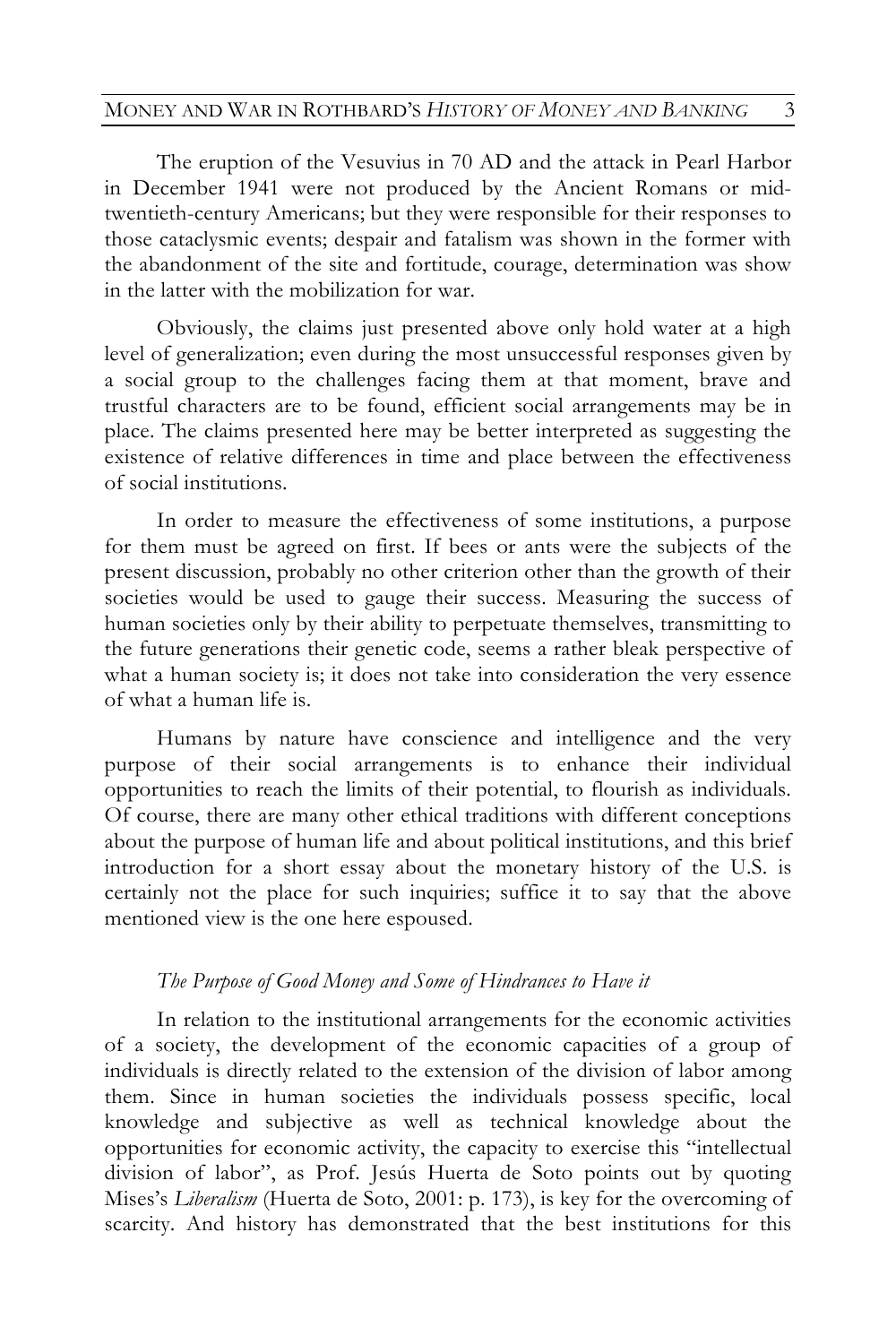The eruption of the Vesuvius in 70 AD and the attack in Pearl Harbor in December 1941 were not produced by the Ancient Romans or mid-twentieth-century Americans; but they were responsible for their responses to those cataclysmic events; despair and fatalism was shown in the former with the abandonment of the site and fortitude, courage, determination was show in the latter with the mobilization for war.

Obviously, the claims just presented above only hold water at a high level of generalization; even during the most unsuccessful responses given by a social group to the challenges facing them at that moment, brave and trustful characters are to be found, efficient social arrangements may be in place. The claims presented here may be better interpreted as suggesting the existence of relative differences in time and place between the effectiveness of social institutions.

In order to measure the effectiveness of some institutions, a purpose for them must be agreed on first. If bees or ants were the subjects of the present discussion, probably no other criterion other than the growth of their societies would be used to gauge their success. Measuring the success of human societies only by their ability to perpetuate themselves, transmitting to the future generations their genetic code, seems a rather bleak perspective of what a human society is; it does not take into consideration the very essence of what a human life is.

Humans by nature have conscience and intelligence and the very purpose of their social arrangements is to enhance their individual opportunities to reach the limits of their potential, to flourish as individuals. Of course, there are many other ethical traditions with different conceptions about the purpose of human life and about political institutions, and this brief introduction for a short essay about the monetary history of the U.S. is certainly not the place for such inquiries; suffice it to say that the above mentioned view is the one here espoused.

### *The Purpose of Good Money and Some of Hindrances to Have it*

In relation to the institutional arrangements for the economic activities of a society, the development of the economic capacities of a group of individuals is directly related to the extension of the division of labor among them. Since in human societies the individuals possess specific, local knowledge and subjective as well as technical knowledge about the opportunities for economic activity, the capacity to exercise this "intellectual division of labor", as Prof. Jesús Huerta de Soto points out by quoting Mises's *Liberalism* (Huerta de Soto, 2001: p. 173), is key for the overcoming of scarcity. And history has demonstrated that the best institutions for this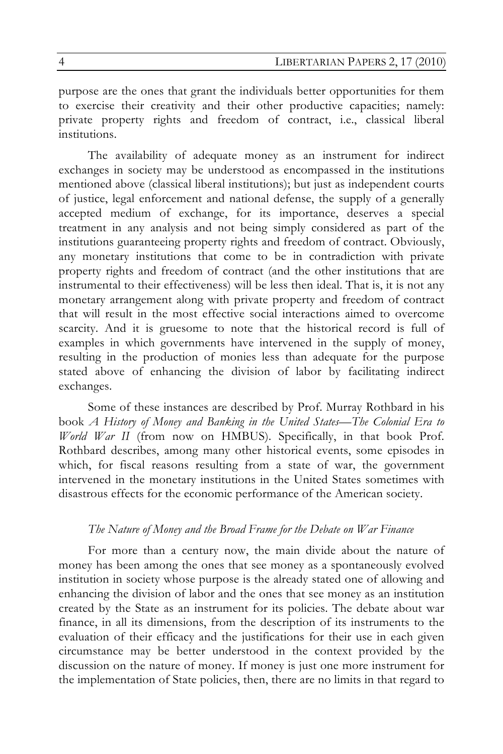purpose are the ones that grant the individuals better opportunities for them to exercise their creativity and their other productive capacities; namely: private property rights and freedom of contract, i.e., classical liberal institutions.

The availability of adequate money as an instrument for indirect exchanges in society may be understood as encompassed in the institutions mentioned above (classical liberal institutions); but just as independent courts of justice, legal enforcement and national defense, the supply of a generally accepted medium of exchange, for its importance, deserves a special treatment in any analysis and not being simply considered as part of the institutions guaranteeing property rights and freedom of contract. Obviously, any monetary institutions that come to be in contradiction with private property rights and freedom of contract (and the other institutions that are instrumental to their effectiveness) will be less then ideal. That is, it is not any monetary arrangement along with private property and freedom of contract that will result in the most effective social interactions aimed to overcome scarcity. And it is gruesome to note that the historical record is full of examples in which governments have intervened in the supply of money, resulting in the production of monies less than adequate for the purpose stated above of enhancing the division of labor by facilitating indirect exchanges.

Some of these instances are described by Prof. Murray Rothbard in his book *A History of Money and Banking in the United States—The Colonial Era to World War II* (from now on HMBUS). Specifically, in that book Prof. Rothbard describes, among many other historical events, some episodes in which, for fiscal reasons resulting from a state of war, the government intervened in the monetary institutions in the United States sometimes with disastrous effects for the economic performance of the American society.

### *The Nature of Money and the Broad Frame for the Debate on War Finance*

For more than a century now, the main divide about the nature of money has been among the ones that see money as a spontaneously evolved institution in society whose purpose is the already stated one of allowing and enhancing the division of labor and the ones that see money as an institution created by the State as an instrument for its policies. The debate about war finance, in all its dimensions, from the description of its instruments to the evaluation of their efficacy and the justifications for their use in each given circumstance may be better understood in the context provided by the discussion on the nature of money. If money is just one more instrument for the implementation of State policies, then, there are no limits in that regard to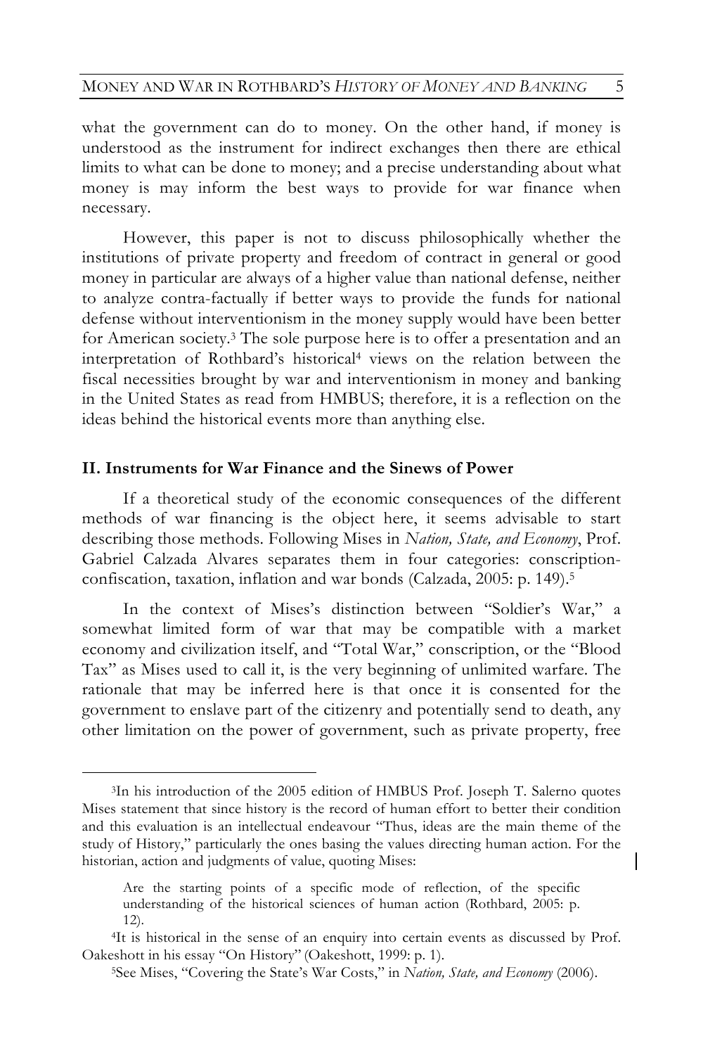what the government can do to money. On the other hand, if money is understood as the instrument for indirect exchanges then there are ethical limits to what can be done to money; and a precise understanding about what money is may inform the best ways to provide for war finance when necessary.

However, this paper is not to discuss philosophically whether the institutions of private property and freedom of contract in general or good money in particular are always of a higher value than national defense, neither to analyze contra-factually if better ways to provide the funds for national defense without interventionism in the money supply would have been better for American society.[3] The sole purpose here is to offer a presentation and an interpretation of Rothbard's historical[4] views on the relation between the fiscal necessities brought by war and interventionism in money and banking in the United States as read from HMBUS; therefore, it is a reflection on the ideas behind the historical events more than anything else.

## II. Instruments for War Finance and the Sinews of Power

If a theoretical study of the economic consequences of the different methods of war financing is the object here, it seems advisable to start describing those methods. Following Mises in *Nation, State, and Economy*, Prof. Gabriel Calzada Alvares separates them in four categories: conscription-confiscation, taxation, inflation and war bonds (Calzada, 2005: p. 149).[5]

In the context of Mises's distinction between "Soldier's War," a somewhat limited form of war that may be compatible with a market economy and civilization itself, and "Total War," conscription, or the "Blood Tax" as Mises used to call it, is the very beginning of unlimited warfare. The rationale that may be inferred here is that once it is consented for the government to enslave part of the citizenry and potentially send to death, any other limitation on the power of government, such as private property, free

---

[3]In his introduction of the 2005 edition of HMBUS Prof. Joseph T. Salerno quotes Mises statement that since history is the record of human effort to better their condition and this evaluation is an intellectual endeavour "Thus, ideas are the main theme of the study of History," particularly the ones basing the values directing human action. For the historian, action and judgments of value, quoting Mises:

> Are the starting points of a specific mode of reflection, of the specific understanding of the historical sciences of human action (Rothbard, 2005: p. 12).

[4]It is historical in the sense of an enquiry into certain events as discussed by Prof. Oakeshott in his essay "On History" (Oakeshott, 1999: p. 1).

[5]See Mises, "Covering the State's War Costs," in *Nation, State, and Economy* (2006).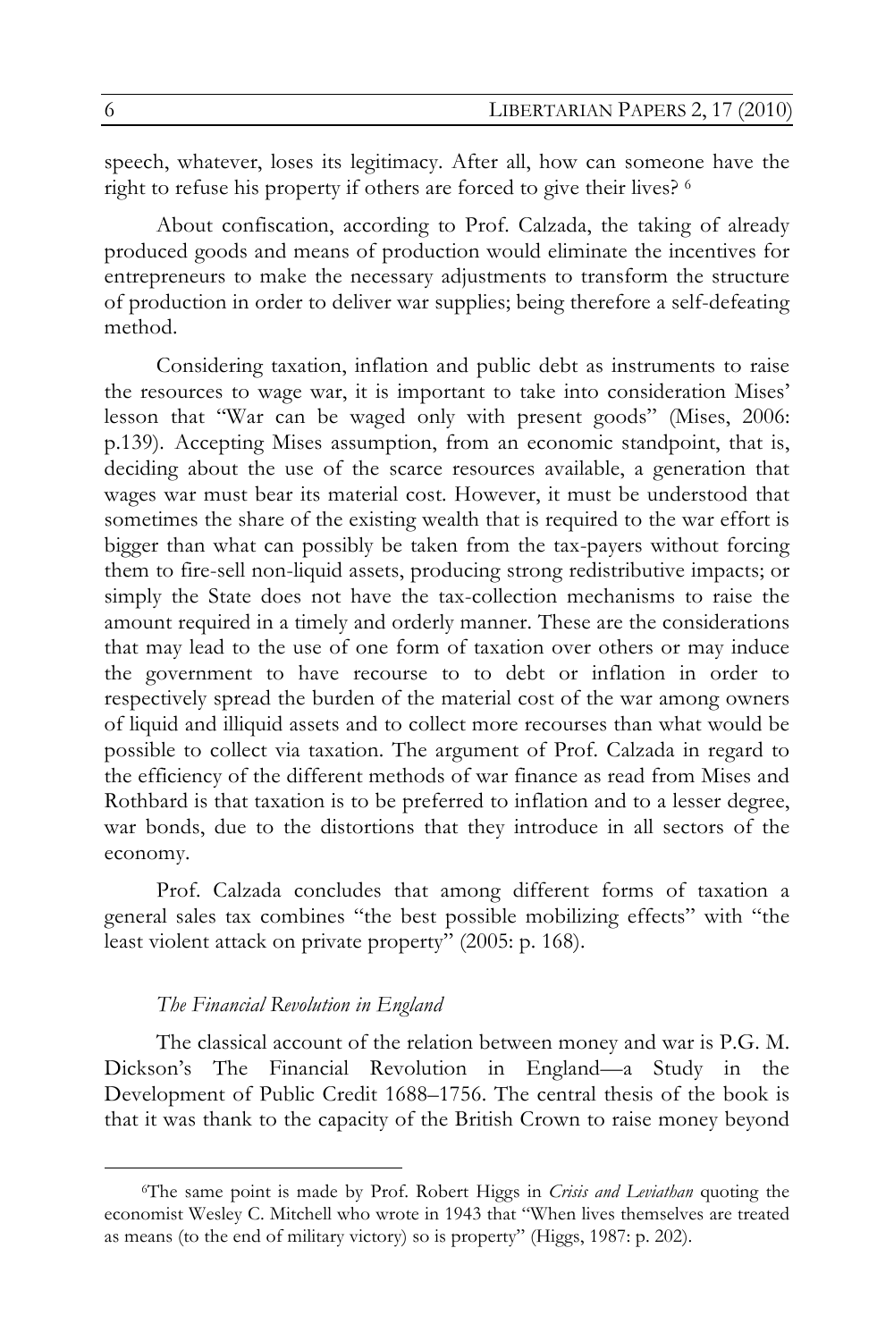speech, whatever, loses its legitimacy. After all, how can someone have the right to refuse his property if others are forced to give their lives? [6]

About confiscation, according to Prof. Calzada, the taking of already produced goods and means of production would eliminate the incentives for entrepreneurs to make the necessary adjustments to transform the structure of production in order to deliver war supplies; being therefore a self-defeating method.

Considering taxation, inflation and public debt as instruments to raise the resources to wage war, it is important to take into consideration Mises' lesson that "War can be waged only with present goods" (Mises, 2006: p.139). Accepting Mises assumption, from an economic standpoint, that is, deciding about the use of the scarce resources available, a generation that wages war must bear its material cost. However, it must be understood that sometimes the share of the existing wealth that is required to the war effort is bigger than what can possibly be taken from the tax-payers without forcing them to fire-sell non-liquid assets, producing strong redistributive impacts; or simply the State does not have the tax-collection mechanisms to raise the amount required in a timely and orderly manner. These are the considerations that may lead to the use of one form of taxation over others or may induce the government to have recourse to to debt or inflation in order to respectively spread the burden of the material cost of the war among owners of liquid and illiquid assets and to collect more recourses than what would be possible to collect via taxation. The argument of Prof. Calzada in regard to the efficiency of the different methods of war finance as read from Mises and Rothbard is that taxation is to be preferred to inflation and to a lesser degree, war bonds, due to the distortions that they introduce in all sectors of the economy.

Prof. Calzada concludes that among different forms of taxation a general sales tax combines "the best possible mobilizing effects" with "the least violent attack on private property" (2005: p. 168).

*The Financial Revolution in England*

The classical account of the relation between money and war is P.G. M. Dickson's The Financial Revolution in England—a Study in the Development of Public Credit 1688–1756. The central thesis of the book is that it was thank to the capacity of the British Crown to raise money beyond

[6]The same point is made by Prof. Robert Higgs in *Crisis and Leviathan* quoting the economist Wesley C. Mitchell who wrote in 1943 that "When lives themselves are treated as means (to the end of military victory) so is property" (Higgs, 1987: p. 202).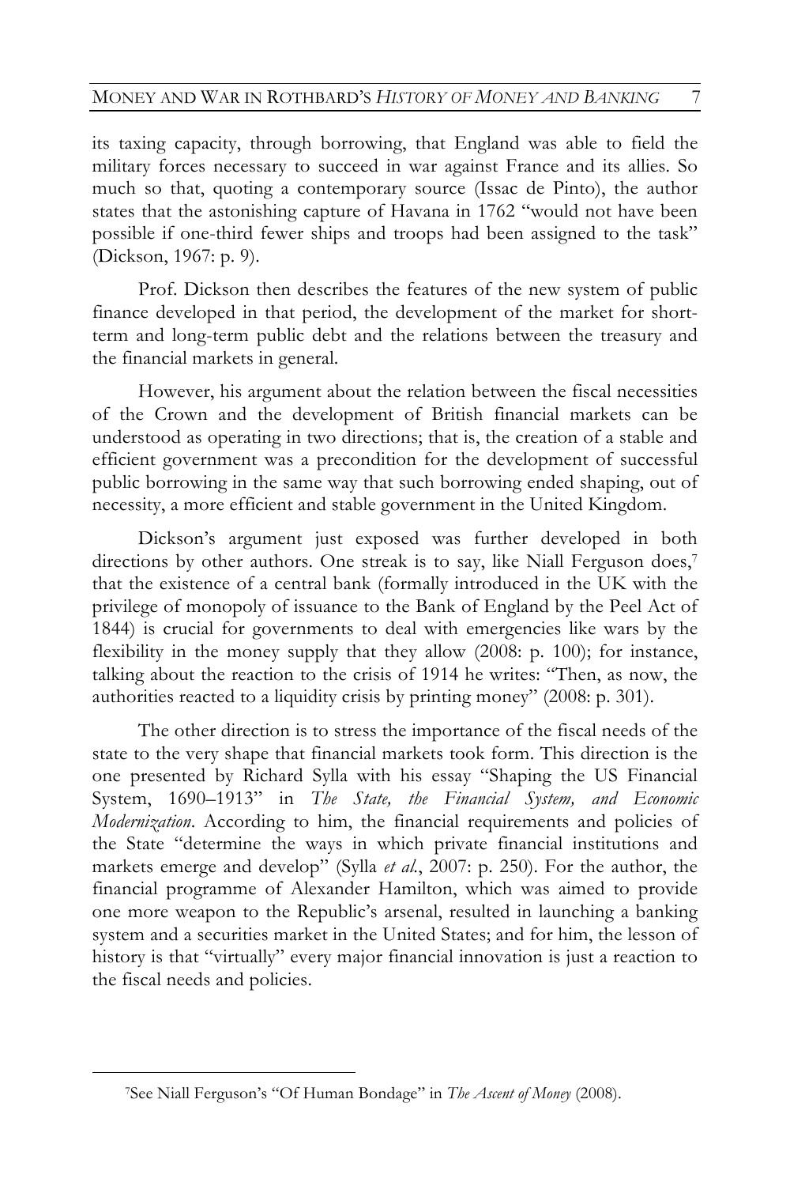its taxing capacity, through borrowing, that England was able to field the military forces necessary to succeed in war against France and its allies. So much so that, quoting a contemporary source (Issac de Pinto), the author states that the astonishing capture of Havana in 1762 "would not have been possible if one-third fewer ships and troops had been assigned to the task" (Dickson, 1967: p. 9).

Prof. Dickson then describes the features of the new system of public finance developed in that period, the development of the market for short-term and long-term public debt and the relations between the treasury and the financial markets in general.

However, his argument about the relation between the fiscal necessities of the Crown and the development of British financial markets can be understood as operating in two directions; that is, the creation of a stable and efficient government was a precondition for the development of successful public borrowing in the same way that such borrowing ended shaping, out of necessity, a more efficient and stable government in the United Kingdom.

Dickson's argument just exposed was further developed in both directions by other authors. One streak is to say, like Niall Ferguson does,[7] that the existence of a central bank (formally introduced in the UK with the privilege of monopoly of issuance to the Bank of England by the Peel Act of 1844) is crucial for governments to deal with emergencies like wars by the flexibility in the money supply that they allow (2008: p. 100); for instance, talking about the reaction to the crisis of 1914 he writes: "Then, as now, the authorities reacted to a liquidity crisis by printing money" (2008: p. 301).

The other direction is to stress the importance of the fiscal needs of the state to the very shape that financial markets took form. This direction is the one presented by Richard Sylla with his essay "Shaping the US Financial System, 1690–1913" in *The State, the Financial System, and Economic Modernization*. According to him, the financial requirements and policies of the State "determine the ways in which private financial institutions and markets emerge and develop" (Sylla *et al.*, 2007: p. 250). For the author, the financial programme of Alexander Hamilton, which was aimed to provide one more weapon to the Republic's arsenal, resulted in launching a banking system and a securities market in the United States; and for him, the lesson of history is that "virtually" every major financial innovation is just a reaction to the fiscal needs and policies.

[7] See Niall Ferguson's "Of Human Bondage" in *The Ascent of Money* (2008).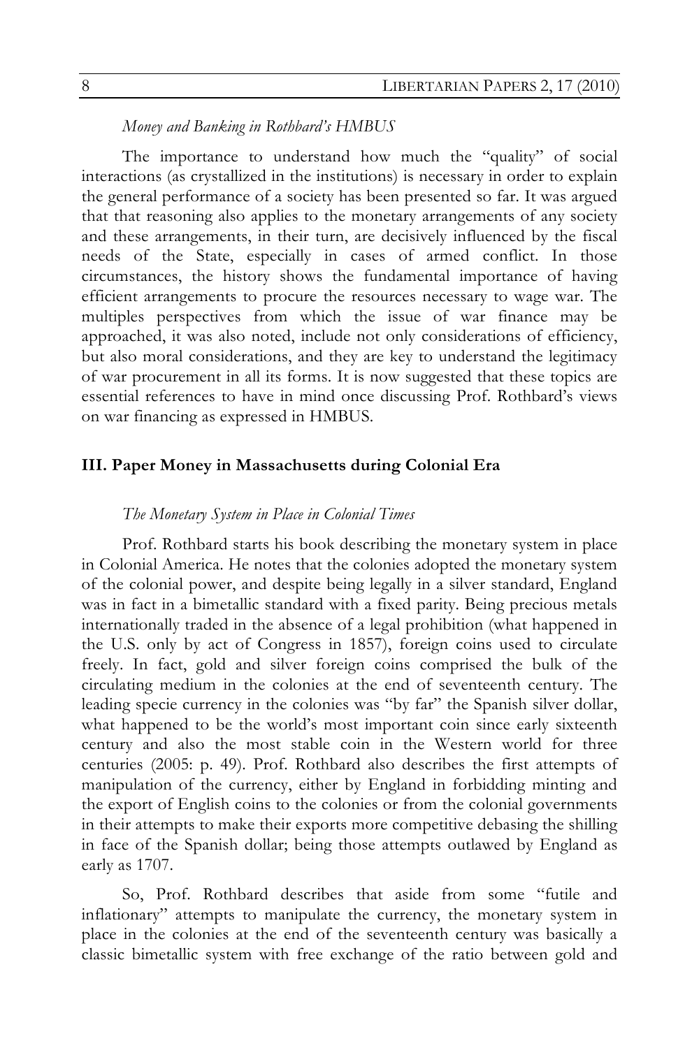*Money and Banking in Rothbard's HMBUS*

The importance to understand how much the "quality" of social interactions (as crystallized in the institutions) is necessary in order to explain the general performance of a society has been presented so far. It was argued that that reasoning also applies to the monetary arrangements of any society and these arrangements, in their turn, are decisively influenced by the fiscal needs of the State, especially in cases of armed conflict. In those circumstances, the history shows the fundamental importance of having efficient arrangements to procure the resources necessary to wage war. The multiples perspectives from which the issue of war finance may be approached, it was also noted, include not only considerations of efficiency, but also moral considerations, and they are key to understand the legitimacy of war procurement in all its forms. It is now suggested that these topics are essential references to have in mind once discussing Prof. Rothbard's views on war financing as expressed in HMBUS.

## III. Paper Money in Massachusetts during Colonial Era

*The Monetary System in Place in Colonial Times*

Prof. Rothbard starts his book describing the monetary system in place in Colonial America. He notes that the colonies adopted the monetary system of the colonial power, and despite being legally in a silver standard, England was in fact in a bimetallic standard with a fixed parity. Being precious metals internationally traded in the absence of a legal prohibition (what happened in the U.S. only by act of Congress in 1857), foreign coins used to circulate freely. In fact, gold and silver foreign coins comprised the bulk of the circulating medium in the colonies at the end of seventeenth century. The leading specie currency in the colonies was "by far" the Spanish silver dollar, what happened to be the world's most important coin since early sixteenth century and also the most stable coin in the Western world for three centuries (2005: p. 49). Prof. Rothbard also describes the first attempts of manipulation of the currency, either by England in forbidding minting and the export of English coins to the colonies or from the colonial governments in their attempts to make their exports more competitive debasing the shilling in face of the Spanish dollar; being those attempts outlawed by England as early as 1707.

So, Prof. Rothbard describes that aside from some "futile and inflationary" attempts to manipulate the currency, the monetary system in place in the colonies at the end of the seventeenth century was basically a classic bimetallic system with free exchange of the ratio between gold and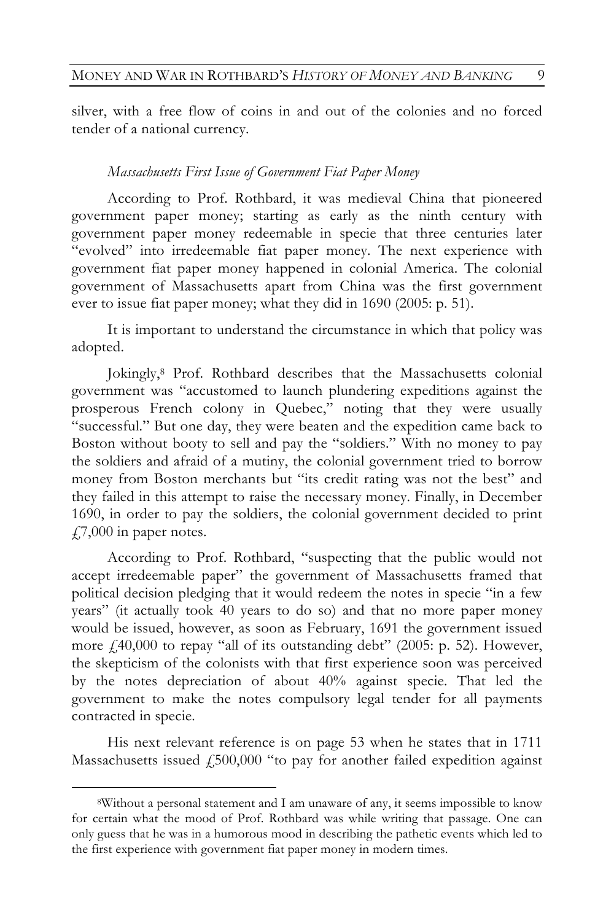silver, with a free flow of coins in and out of the colonies and no forced tender of a national currency.

### *Massachusetts First Issue of Government Fiat Paper Money*

According to Prof. Rothbard, it was medieval China that pioneered government paper money; starting as early as the ninth century with government paper money redeemable in specie that three centuries later "evolved" into irredeemable fiat paper money. The next experience with government fiat paper money happened in colonial America. The colonial government of Massachusetts apart from China was the first government ever to issue fiat paper money; what they did in 1690 (2005: p. 51).

It is important to understand the circumstance in which that policy was adopted.

Jokingly,[8] Prof. Rothbard describes that the Massachusetts colonial government was "accustomed to launch plundering expeditions against the prosperous French colony in Quebec," noting that they were usually "successful." But one day, they were beaten and the expedition came back to Boston without booty to sell and pay the "soldiers." With no money to pay the soldiers and afraid of a mutiny, the colonial government tried to borrow money from Boston merchants but "its credit rating was not the best" and they failed in this attempt to raise the necessary money. Finally, in December 1690, in order to pay the soldiers, the colonial government decided to print £7,000 in paper notes.

According to Prof. Rothbard, "suspecting that the public would not accept irredeemable paper" the government of Massachusetts framed that political decision pledging that it would redeem the notes in specie "in a few years" (it actually took 40 years to do so) and that no more paper money would be issued, however, as soon as February, 1691 the government issued more £40,000 to repay "all of its outstanding debt" (2005: p. 52). However, the skepticism of the colonists with that first experience soon was perceived by the notes depreciation of about 40% against specie. That led the government to make the notes compulsory legal tender for all payments contracted in specie.

His next relevant reference is on page 53 when he states that in 1711 Massachusetts issued £500,000 "to pay for another failed expedition against

[8] Without a personal statement and I am unaware of any, it seems impossible to know for certain what the mood of Prof. Rothbard was while writing that passage. One can only guess that he was in a humorous mood in describing the pathetic events which led to the first experience with government fiat paper money in modern times.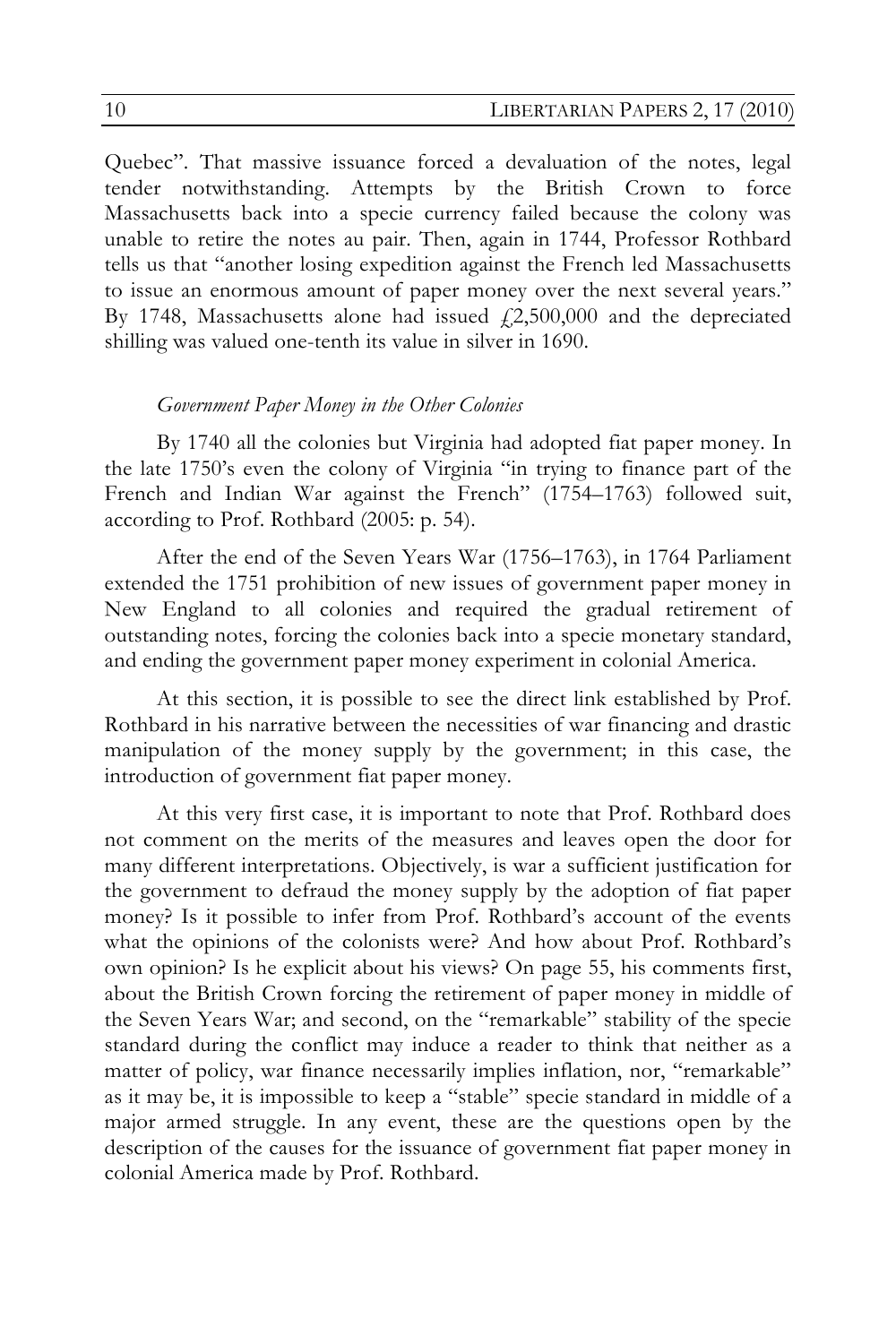Quebec". That massive issuance forced a devaluation of the notes, legal tender notwithstanding. Attempts by the British Crown to force Massachusetts back into a specie currency failed because the colony was unable to retire the notes au pair. Then, again in 1744, Professor Rothbard tells us that "another losing expedition against the French led Massachusetts to issue an enormous amount of paper money over the next several years." By 1748, Massachusetts alone had issued £2,500,000 and the depreciated shilling was valued one-tenth its value in silver in 1690.

### *Government Paper Money in the Other Colonies*

By 1740 all the colonies but Virginia had adopted fiat paper money. In the late 1750's even the colony of Virginia "in trying to finance part of the French and Indian War against the French" (1754–1763) followed suit, according to Prof. Rothbard (2005: p. 54).

After the end of the Seven Years War (1756–1763), in 1764 Parliament extended the 1751 prohibition of new issues of government paper money in New England to all colonies and required the gradual retirement of outstanding notes, forcing the colonies back into a specie monetary standard, and ending the government paper money experiment in colonial America.

At this section, it is possible to see the direct link established by Prof. Rothbard in his narrative between the necessities of war financing and drastic manipulation of the money supply by the government; in this case, the introduction of government fiat paper money.

At this very first case, it is important to note that Prof. Rothbard does not comment on the merits of the measures and leaves open the door for many different interpretations. Objectively, is war a sufficient justification for the government to defraud the money supply by the adoption of fiat paper money? Is it possible to infer from Prof. Rothbard's account of the events what the opinions of the colonists were? And how about Prof. Rothbard's own opinion? Is he explicit about his views? On page 55, his comments first, about the British Crown forcing the retirement of paper money in middle of the Seven Years War; and second, on the "remarkable" stability of the specie standard during the conflict may induce a reader to think that neither as a matter of policy, war finance necessarily implies inflation, nor, "remarkable" as it may be, it is impossible to keep a "stable" specie standard in middle of a major armed struggle. In any event, these are the questions open by the description of the causes for the issuance of government fiat paper money in colonial America made by Prof. Rothbard.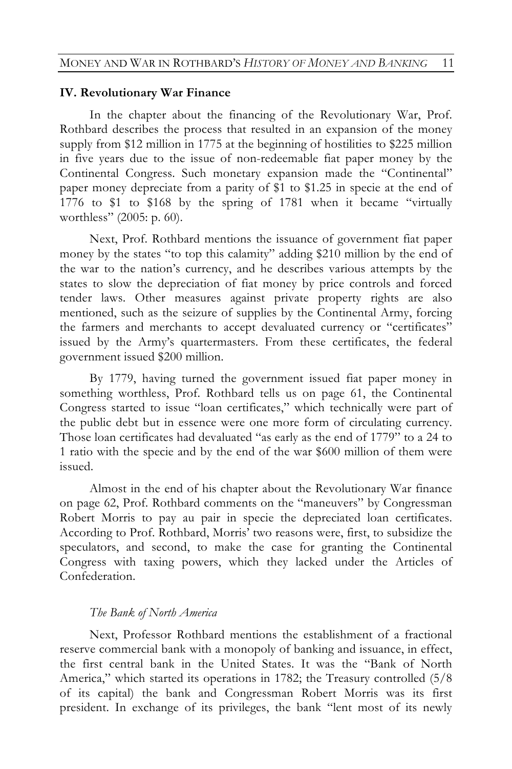## IV. Revolutionary War Finance

In the chapter about the financing of the Revolutionary War, Prof. Rothbard describes the process that resulted in an expansion of the money supply from $12 million in 1775 at the beginning of hostilities to $225 million in five years due to the issue of non-redeemable fiat paper money by the Continental Congress. Such monetary expansion made the "Continental" paper money depreciate from a parity of $1 to $1.25 in specie at the end of 1776 to $1 to $168 by the spring of 1781 when it became "virtually worthless" (2005: p. 60).

Next, Prof. Rothbard mentions the issuance of government fiat paper money by the states "to top this calamity" adding $210 million by the end of the war to the nation's currency, and he describes various attempts by the states to slow the depreciation of fiat money by price controls and forced tender laws. Other measures against private property rights are also mentioned, such as the seizure of supplies by the Continental Army, forcing the farmers and merchants to accept devaluated currency or "certificates" issued by the Army's quartermasters. From these certificates, the federal government issued $200 million.

By 1779, having turned the government issued fiat paper money in something worthless, Prof. Rothbard tells us on page 61, the Continental Congress started to issue "loan certificates," which technically were part of the public debt but in essence were one more form of circulating currency. Those loan certificates had devaluated "as early as the end of 1779" to a 24 to 1 ratio with the specie and by the end of the war $600 million of them were issued.

Almost in the end of his chapter about the Revolutionary War finance on page 62, Prof. Rothbard comments on the "maneuvers" by Congressman Robert Morris to pay au pair in specie the depreciated loan certificates. According to Prof. Rothbard, Morris' two reasons were, first, to subsidize the speculators, and second, to make the case for granting the Continental Congress with taxing powers, which they lacked under the Articles of Confederation.

### *The Bank of North America*

Next, Professor Rothbard mentions the establishment of a fractional reserve commercial bank with a monopoly of banking and issuance, in effect, the first central bank in the United States. It was the "Bank of North America," which started its operations in 1782; the Treasury controlled (5/8 of its capital) the bank and Congressman Robert Morris was its first president. In exchange of its privileges, the bank "lent most of its newly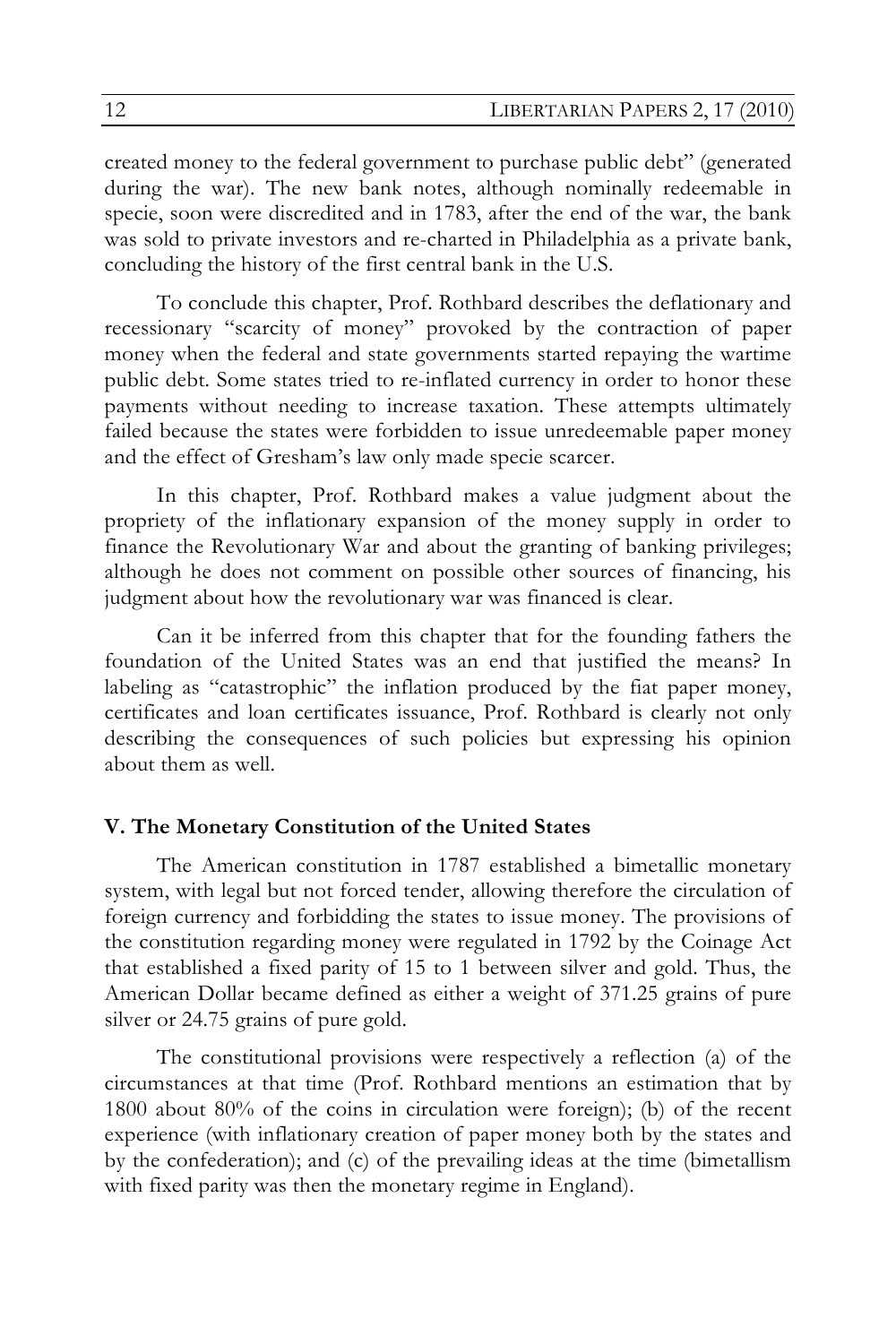created money to the federal government to purchase public debt" (generated during the war). The new bank notes, although nominally redeemable in specie, soon were discredited and in 1783, after the end of the war, the bank was sold to private investors and re-charted in Philadelphia as a private bank, concluding the history of the first central bank in the U.S.

To conclude this chapter, Prof. Rothbard describes the deflationary and recessionary "scarcity of money" provoked by the contraction of paper money when the federal and state governments started repaying the wartime public debt. Some states tried to re-inflated currency in order to honor these payments without needing to increase taxation. These attempts ultimately failed because the states were forbidden to issue unredeemable paper money and the effect of Gresham's law only made specie scarcer.

In this chapter, Prof. Rothbard makes a value judgment about the propriety of the inflationary expansion of the money supply in order to finance the Revolutionary War and about the granting of banking privileges; although he does not comment on possible other sources of financing, his judgment about how the revolutionary war was financed is clear.

Can it be inferred from this chapter that for the founding fathers the foundation of the United States was an end that justified the means? In labeling as "catastrophic" the inflation produced by the fiat paper money, certificates and loan certificates issuance, Prof. Rothbard is clearly not only describing the consequences of such policies but expressing his opinion about them as well.

### V. The Monetary Constitution of the United States

The American constitution in 1787 established a bimetallic monetary system, with legal but not forced tender, allowing therefore the circulation of foreign currency and forbidding the states to issue money. The provisions of the constitution regarding money were regulated in 1792 by the Coinage Act that established a fixed parity of 15 to 1 between silver and gold. Thus, the American Dollar became defined as either a weight of 371.25 grains of pure silver or 24.75 grains of pure gold.

The constitutional provisions were respectively a reflection (a) of the circumstances at that time (Prof. Rothbard mentions an estimation that by 1800 about 80% of the coins in circulation were foreign); (b) of the recent experience (with inflationary creation of paper money both by the states and by the confederation); and (c) of the prevailing ideas at the time (bimetallism with fixed parity was then the monetary regime in England).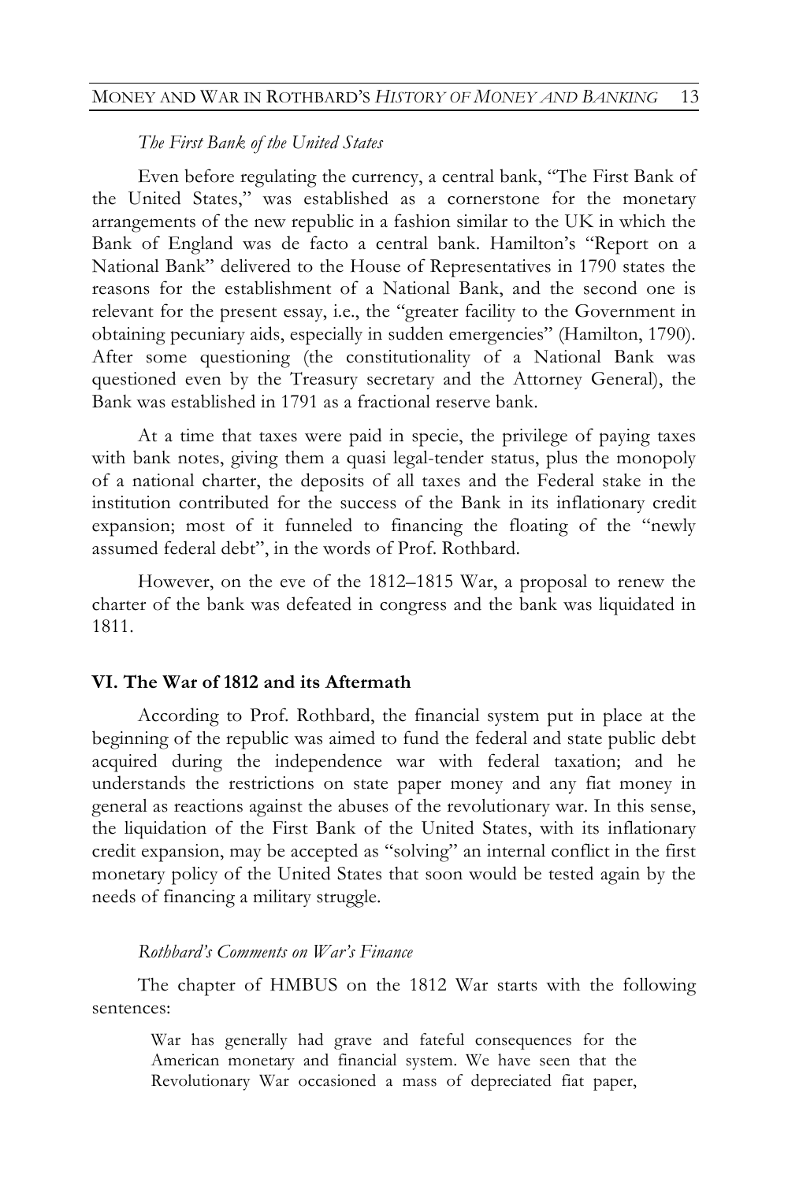*The First Bank of the United States*

Even before regulating the currency, a central bank, "The First Bank of the United States," was established as a cornerstone for the monetary arrangements of the new republic in a fashion similar to the UK in which the Bank of England was de facto a central bank. Hamilton's "Report on a National Bank" delivered to the House of Representatives in 1790 states the reasons for the establishment of a National Bank, and the second one is relevant for the present essay, i.e., the "greater facility to the Government in obtaining pecuniary aids, especially in sudden emergencies" (Hamilton, 1790). After some questioning (the constitutionality of a National Bank was questioned even by the Treasury secretary and the Attorney General), the Bank was established in 1791 as a fractional reserve bank.

At a time that taxes were paid in specie, the privilege of paying taxes with bank notes, giving them a quasi legal-tender status, plus the monopoly of a national charter, the deposits of all taxes and the Federal stake in the institution contributed for the success of the Bank in its inflationary credit expansion; most of it funneled to financing the floating of the "newly assumed federal debt", in the words of Prof. Rothbard.

However, on the eve of the 1812–1815 War, a proposal to renew the charter of the bank was defeated in congress and the bank was liquidated in 1811.

## VI. The War of 1812 and its Aftermath

According to Prof. Rothbard, the financial system put in place at the beginning of the republic was aimed to fund the federal and state public debt acquired during the independence war with federal taxation; and he understands the restrictions on state paper money and any fiat money in general as reactions against the abuses of the revolutionary war. In this sense, the liquidation of the First Bank of the United States, with its inflationary credit expansion, may be accepted as "solving" an internal conflict in the first monetary policy of the United States that soon would be tested again by the needs of financing a military struggle.

*Rothbard's Comments on War's Finance*

The chapter of HMBUS on the 1812 War starts with the following sentences:

> War has generally had grave and fateful consequences for the American monetary and financial system. We have seen that the Revolutionary War occasioned a mass of depreciated fiat paper,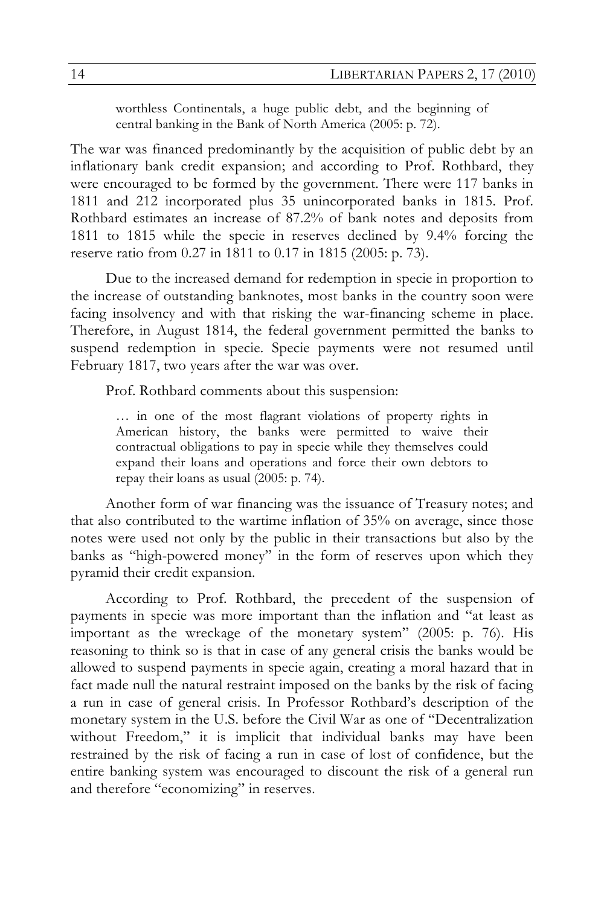> worthless Continentals, a huge public debt, and the beginning of central banking in the Bank of North America (2005: p. 72).

The war was financed predominantly by the acquisition of public debt by an inflationary bank credit expansion; and according to Prof. Rothbard, they were encouraged to be formed by the government. There were 117 banks in 1811 and 212 incorporated plus 35 unincorporated banks in 1815. Prof. Rothbard estimates an increase of 87.2% of bank notes and deposits from 1811 to 1815 while the specie in reserves declined by 9.4% forcing the reserve ratio from 0.27 in 1811 to 0.17 in 1815 (2005: p. 73).

Due to the increased demand for redemption in specie in proportion to the increase of outstanding banknotes, most banks in the country soon were facing insolvency and with that risking the war-financing scheme in place. Therefore, in August 1814, the federal government permitted the banks to suspend redemption in specie. Specie payments were not resumed until February 1817, two years after the war was over.

Prof. Rothbard comments about this suspension:

> … in one of the most flagrant violations of property rights in American history, the banks were permitted to waive their contractual obligations to pay in specie while they themselves could expand their loans and operations and force their own debtors to repay their loans as usual (2005: p. 74).

Another form of war financing was the issuance of Treasury notes; and that also contributed to the wartime inflation of 35% on average, since those notes were used not only by the public in their transactions but also by the banks as "high-powered money" in the form of reserves upon which they pyramid their credit expansion.

According to Prof. Rothbard, the precedent of the suspension of payments in specie was more important than the inflation and "at least as important as the wreckage of the monetary system" (2005: p. 76). His reasoning to think so is that in case of any general crisis the banks would be allowed to suspend payments in specie again, creating a moral hazard that in fact made null the natural restraint imposed on the banks by the risk of facing a run in case of general crisis. In Professor Rothbard's description of the monetary system in the U.S. before the Civil War as one of "Decentralization without Freedom," it is implicit that individual banks may have been restrained by the risk of facing a run in case of lost of confidence, but the entire banking system was encouraged to discount the risk of a general run and therefore "economizing" in reserves.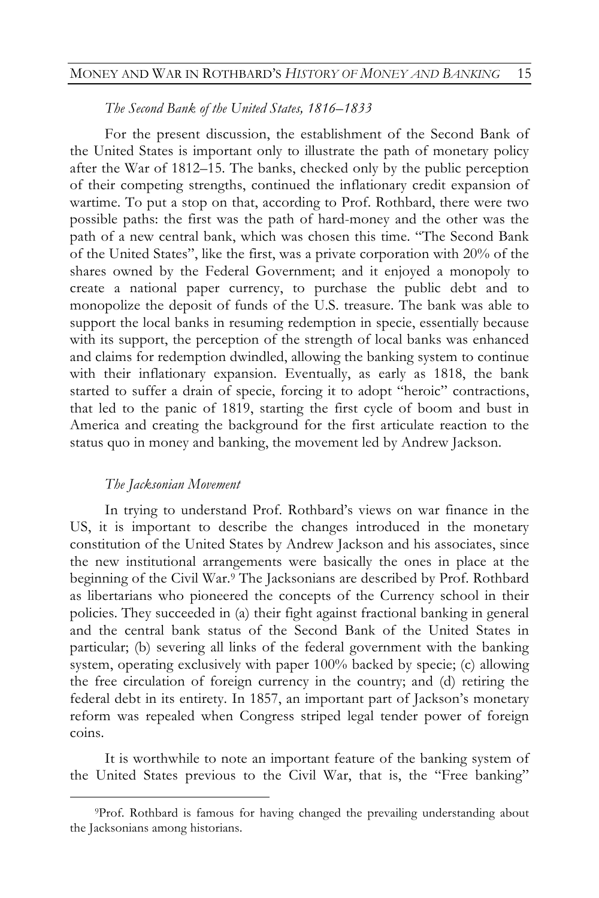*The Second Bank of the United States, 1816–1833*

For the present discussion, the establishment of the Second Bank of the United States is important only to illustrate the path of monetary policy after the War of 1812–15. The banks, checked only by the public perception of their competing strengths, continued the inflationary credit expansion of wartime. To put a stop on that, according to Prof. Rothbard, there were two possible paths: the first was the path of hard-money and the other was the path of a new central bank, which was chosen this time. "The Second Bank of the United States", like the first, was a private corporation with 20% of the shares owned by the Federal Government; and it enjoyed a monopoly to create a national paper currency, to purchase the public debt and to monopolize the deposit of funds of the U.S. treasure. The bank was able to support the local banks in resuming redemption in specie, essentially because with its support, the perception of the strength of local banks was enhanced and claims for redemption dwindled, allowing the banking system to continue with their inflationary expansion. Eventually, as early as 1818, the bank started to suffer a drain of specie, forcing it to adopt "heroic" contractions, that led to the panic of 1819, starting the first cycle of boom and bust in America and creating the background for the first articulate reaction to the status quo in money and banking, the movement led by Andrew Jackson.

*The Jacksonian Movement*

In trying to understand Prof. Rothbard's views on war finance in the US, it is important to describe the changes introduced in the monetary constitution of the United States by Andrew Jackson and his associates, since the new institutional arrangements were basically the ones in place at the beginning of the Civil War.[9] The Jacksonians are described by Prof. Rothbard as libertarians who pioneered the concepts of the Currency school in their policies. They succeeded in (a) their fight against fractional banking in general and the central bank status of the Second Bank of the United States in particular; (b) severing all links of the federal government with the banking system, operating exclusively with paper 100% backed by specie; (c) allowing the free circulation of foreign currency in the country; and (d) retiring the federal debt in its entirety. In 1857, an important part of Jackson's monetary reform was repealed when Congress striped legal tender power of foreign coins.

It is worthwhile to note an important feature of the banking system of the United States previous to the Civil War, that is, the "Free banking"

[9]Prof. Rothbard is famous for having changed the prevailing understanding about the Jacksonians among historians.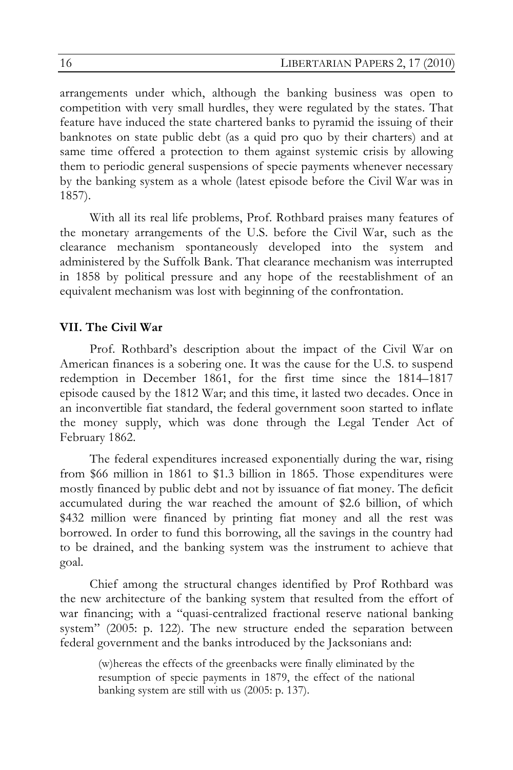arrangements under which, although the banking business was open to competition with very small hurdles, they were regulated by the states. That feature have induced the state chartered banks to pyramid the issuing of their banknotes on state public debt (as a quid pro quo by their charters) and at same time offered a protection to them against systemic crisis by allowing them to periodic general suspensions of specie payments whenever necessary by the banking system as a whole (latest episode before the Civil War was in 1857).

With all its real life problems, Prof. Rothbard praises many features of the monetary arrangements of the U.S. before the Civil War, such as the clearance mechanism spontaneously developed into the system and administered by the Suffolk Bank. That clearance mechanism was interrupted in 1858 by political pressure and any hope of the reestablishment of an equivalent mechanism was lost with beginning of the confrontation.

### VII. The Civil War

Prof. Rothbard's description about the impact of the Civil War on American finances is a sobering one. It was the cause for the U.S. to suspend redemption in December 1861, for the first time since the 1814–1817 episode caused by the 1812 War; and this time, it lasted two decades. Once in an inconvertible fiat standard, the federal government soon started to inflate the money supply, which was done through the Legal Tender Act of February 1862.

The federal expenditures increased exponentially during the war, rising from $66 million in 1861 to $1.3 billion in 1865. Those expenditures were mostly financed by public debt and not by issuance of fiat money. The deficit accumulated during the war reached the amount of $2.6 billion, of which $432 million were financed by printing fiat money and all the rest was borrowed. In order to fund this borrowing, all the savings in the country had to be drained, and the banking system was the instrument to achieve that goal.

Chief among the structural changes identified by Prof Rothbard was the new architecture of the banking system that resulted from the effort of war financing; with a "quasi-centralized fractional reserve national banking system" (2005: p. 122). The new structure ended the separation between federal government and the banks introduced by the Jacksonians and:

> (w)hereas the effects of the greenbacks were finally eliminated by the resumption of specie payments in 1879, the effect of the national banking system are still with us (2005: p. 137).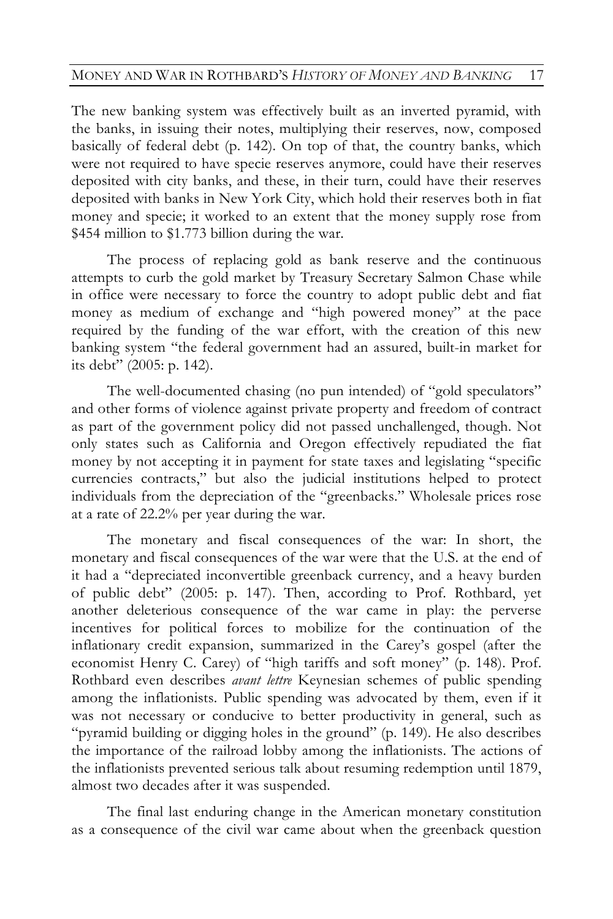The new banking system was effectively built as an inverted pyramid, with the banks, in issuing their notes, multiplying their reserves, now, composed basically of federal debt (p. 142). On top of that, the country banks, which were not required to have specie reserves anymore, could have their reserves deposited with city banks, and these, in their turn, could have their reserves deposited with banks in New York City, which hold their reserves both in fiat money and specie; it worked to an extent that the money supply rose from $454 million to $1.773 billion during the war.

The process of replacing gold as bank reserve and the continuous attempts to curb the gold market by Treasury Secretary Salmon Chase while in office were necessary to force the country to adopt public debt and fiat money as medium of exchange and "high powered money" at the pace required by the funding of the war effort, with the creation of this new banking system "the federal government had an assured, built-in market for its debt" (2005: p. 142).

The well-documented chasing (no pun intended) of "gold speculators" and other forms of violence against private property and freedom of contract as part of the government policy did not passed unchallenged, though. Not only states such as California and Oregon effectively repudiated the fiat money by not accepting it in payment for state taxes and legislating "specific currencies contracts," but also the judicial institutions helped to protect individuals from the depreciation of the "greenbacks." Wholesale prices rose at a rate of 22.2% per year during the war.

The monetary and fiscal consequences of the war: In short, the monetary and fiscal consequences of the war were that the U.S. at the end of it had a "depreciated inconvertible greenback currency, and a heavy burden of public debt" (2005: p. 147). Then, according to Prof. Rothbard, yet another deleterious consequence of the war came in play: the perverse incentives for political forces to mobilize for the continuation of the inflationary credit expansion, summarized in the Carey's gospel (after the economist Henry C. Carey) of "high tariffs and soft money" (p. 148). Prof. Rothbard even describes *avant lettre* Keynesian schemes of public spending among the inflationists. Public spending was advocated by them, even if it was not necessary or conducive to better productivity in general, such as "pyramid building or digging holes in the ground" (p. 149). He also describes the importance of the railroad lobby among the inflationists. The actions of the inflationists prevented serious talk about resuming redemption until 1879, almost two decades after it was suspended.

The final last enduring change in the American monetary constitution as a consequence of the civil war came about when the greenback question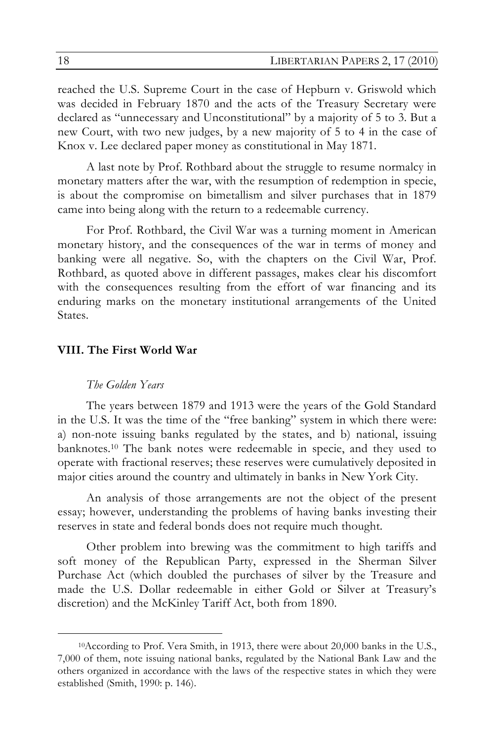reached the U.S. Supreme Court in the case of Hepburn v. Griswold which was decided in February 1870 and the acts of the Treasury Secretary were declared as "unnecessary and Unconstitutional" by a majority of 5 to 3. But a new Court, with two new judges, by a new majority of 5 to 4 in the case of Knox v. Lee declared paper money as constitutional in May 1871.

A last note by Prof. Rothbard about the struggle to resume normalcy in monetary matters after the war, with the resumption of redemption in specie, is about the compromise on bimetallism and silver purchases that in 1879 came into being along with the return to a redeemable currency.

For Prof. Rothbard, the Civil War was a turning moment in American monetary history, and the consequences of the war in terms of money and banking were all negative. So, with the chapters on the Civil War, Prof. Rothbard, as quoted above in different passages, makes clear his discomfort with the consequences resulting from the effort of war financing and its enduring marks on the monetary institutional arrangements of the United States.

## VIII. The First World War

### *The Golden Years*

The years between 1879 and 1913 were the years of the Gold Standard in the U.S. It was the time of the "free banking" system in which there were: a) non-note issuing banks regulated by the states, and b) national, issuing banknotes.[10] The bank notes were redeemable in specie, and they used to operate with fractional reserves; these reserves were cumulatively deposited in major cities around the country and ultimately in banks in New York City.

An analysis of those arrangements are not the object of the present essay; however, understanding the problems of having banks investing their reserves in state and federal bonds does not require much thought.

Other problem into brewing was the commitment to high tariffs and soft money of the Republican Party, expressed in the Sherman Silver Purchase Act (which doubled the purchases of silver by the Treasure and made the U.S. Dollar redeemable in either Gold or Silver at Treasury's discretion) and the McKinley Tariff Act, both from 1890.

---

[10] According to Prof. Vera Smith, in 1913, there were about 20,000 banks in the U.S., 7,000 of them, note issuing national banks, regulated by the National Bank Law and the others organized in accordance with the laws of the respective states in which they were established (Smith, 1990: p. 146).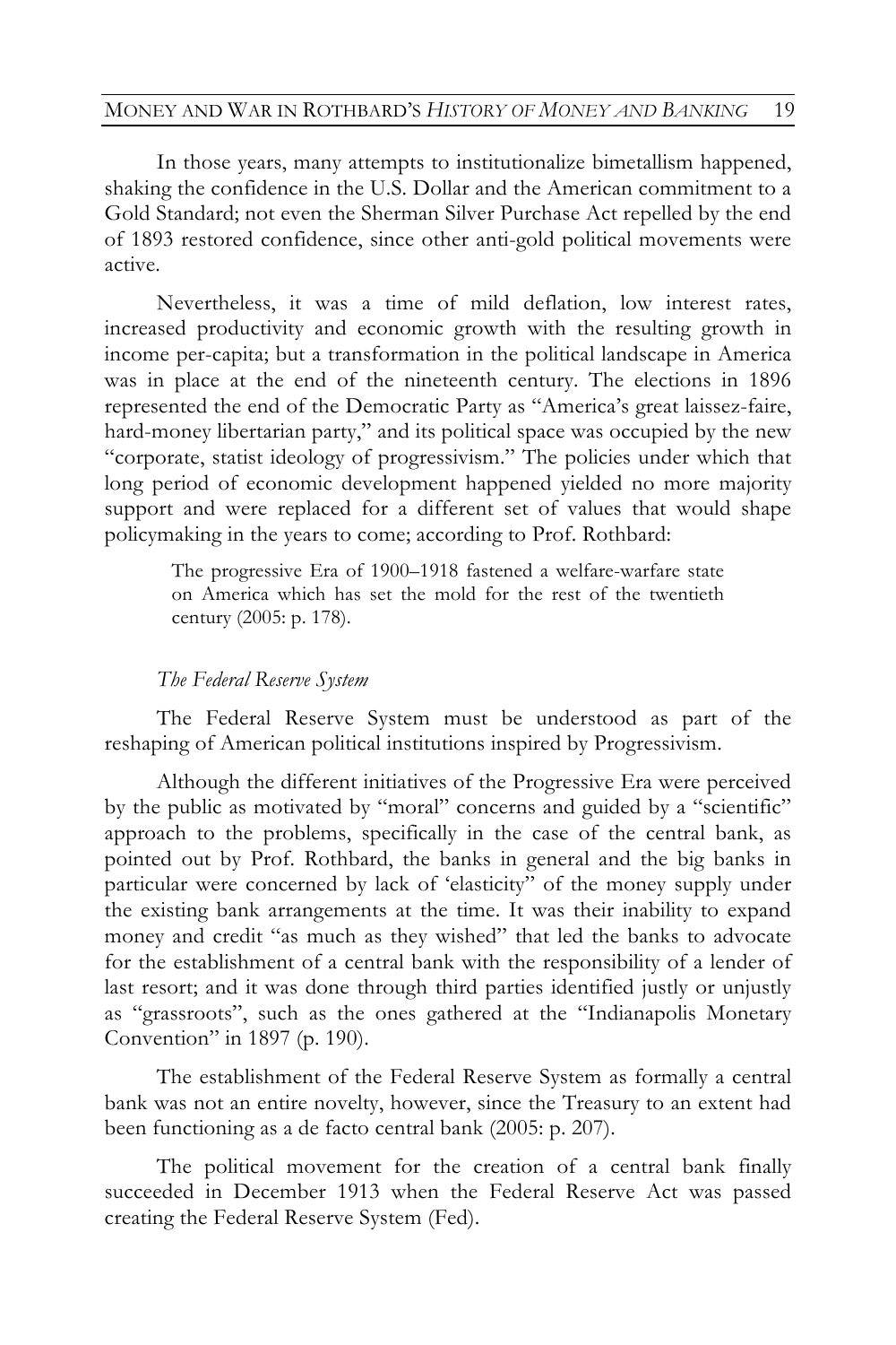In those years, many attempts to institutionalize bimetallism happened, shaking the confidence in the U.S. Dollar and the American commitment to a Gold Standard; not even the Sherman Silver Purchase Act repelled by the end of 1893 restored confidence, since other anti-gold political movements were active.

Nevertheless, it was a time of mild deflation, low interest rates, increased productivity and economic growth with the resulting growth in income per-capita; but a transformation in the political landscape in America was in place at the end of the nineteenth century. The elections in 1896 represented the end of the Democratic Party as "America's great laissez-faire, hard-money libertarian party," and its political space was occupied by the new "corporate, statist ideology of progressivism." The policies under which that long period of economic development happened yielded no more majority support and were replaced for a different set of values that would shape policymaking in the years to come; according to Prof. Rothbard:

> The progressive Era of 1900–1918 fastened a welfare-warfare state on America which has set the mold for the rest of the twentieth century (2005: p. 178).

*The Federal Reserve System*

The Federal Reserve System must be understood as part of the reshaping of American political institutions inspired by Progressivism.

Although the different initiatives of the Progressive Era were perceived by the public as motivated by "moral" concerns and guided by a "scientific" approach to the problems, specifically in the case of the central bank, as pointed out by Prof. Rothbard, the banks in general and the big banks in particular were concerned by lack of 'elasticity" of the money supply under the existing bank arrangements at the time. It was their inability to expand money and credit "as much as they wished" that led the banks to advocate for the establishment of a central bank with the responsibility of a lender of last resort; and it was done through third parties identified justly or unjustly as "grassroots", such as the ones gathered at the "Indianapolis Monetary Convention" in 1897 (p. 190).

The establishment of the Federal Reserve System as formally a central bank was not an entire novelty, however, since the Treasury to an extent had been functioning as a de facto central bank (2005: p. 207).

The political movement for the creation of a central bank finally succeeded in December 1913 when the Federal Reserve Act was passed creating the Federal Reserve System (Fed).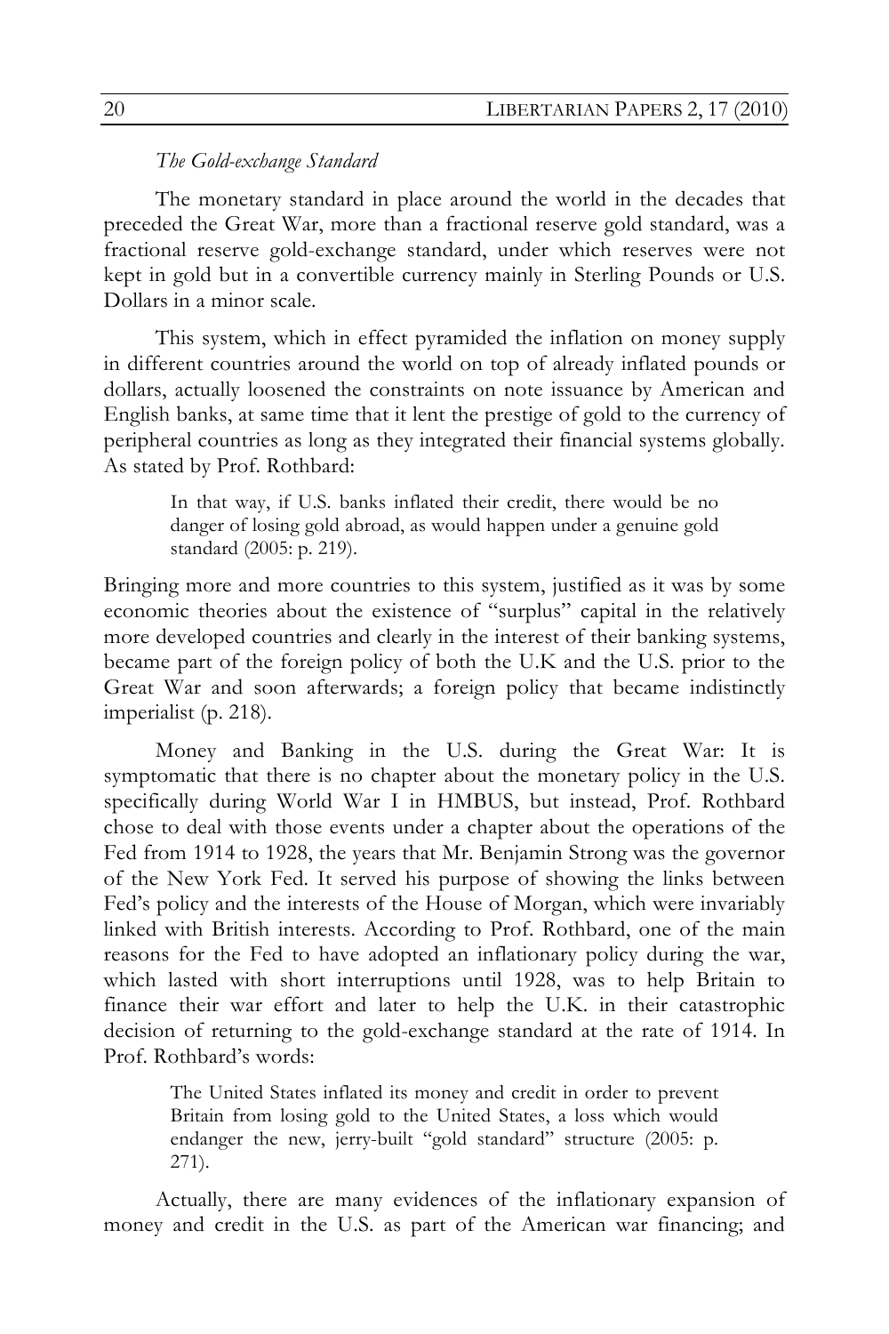*The Gold-exchange Standard*

The monetary standard in place around the world in the decades that preceded the Great War, more than a fractional reserve gold standard, was a fractional reserve gold-exchange standard, under which reserves were not kept in gold but in a convertible currency mainly in Sterling Pounds or U.S. Dollars in a minor scale.

This system, which in effect pyramided the inflation on money supply in different countries around the world on top of already inflated pounds or dollars, actually loosened the constraints on note issuance by American and English banks, at same time that it lent the prestige of gold to the currency of peripheral countries as long as they integrated their financial systems globally. As stated by Prof. Rothbard:

> In that way, if U.S. banks inflated their credit, there would be no danger of losing gold abroad, as would happen under a genuine gold standard (2005: p. 219).

Bringing more and more countries to this system, justified as it was by some economic theories about the existence of "surplus" capital in the relatively more developed countries and clearly in the interest of their banking systems, became part of the foreign policy of both the U.K and the U.S. prior to the Great War and soon afterwards; a foreign policy that became indistinctly imperialist (p. 218).

Money and Banking in the U.S. during the Great War: It is symptomatic that there is no chapter about the monetary policy in the U.S. specifically during World War I in HMBUS, but instead, Prof. Rothbard chose to deal with those events under a chapter about the operations of the Fed from 1914 to 1928, the years that Mr. Benjamin Strong was the governor of the New York Fed. It served his purpose of showing the links between Fed's policy and the interests of the House of Morgan, which were invariably linked with British interests. According to Prof. Rothbard, one of the main reasons for the Fed to have adopted an inflationary policy during the war, which lasted with short interruptions until 1928, was to help Britain to finance their war effort and later to help the U.K. in their catastrophic decision of returning to the gold-exchange standard at the rate of 1914. In Prof. Rothbard's words:

> The United States inflated its money and credit in order to prevent Britain from losing gold to the United States, a loss which would endanger the new, jerry-built "gold standard" structure (2005: p. 271).

Actually, there are many evidences of the inflationary expansion of money and credit in the U.S. as part of the American war financing; and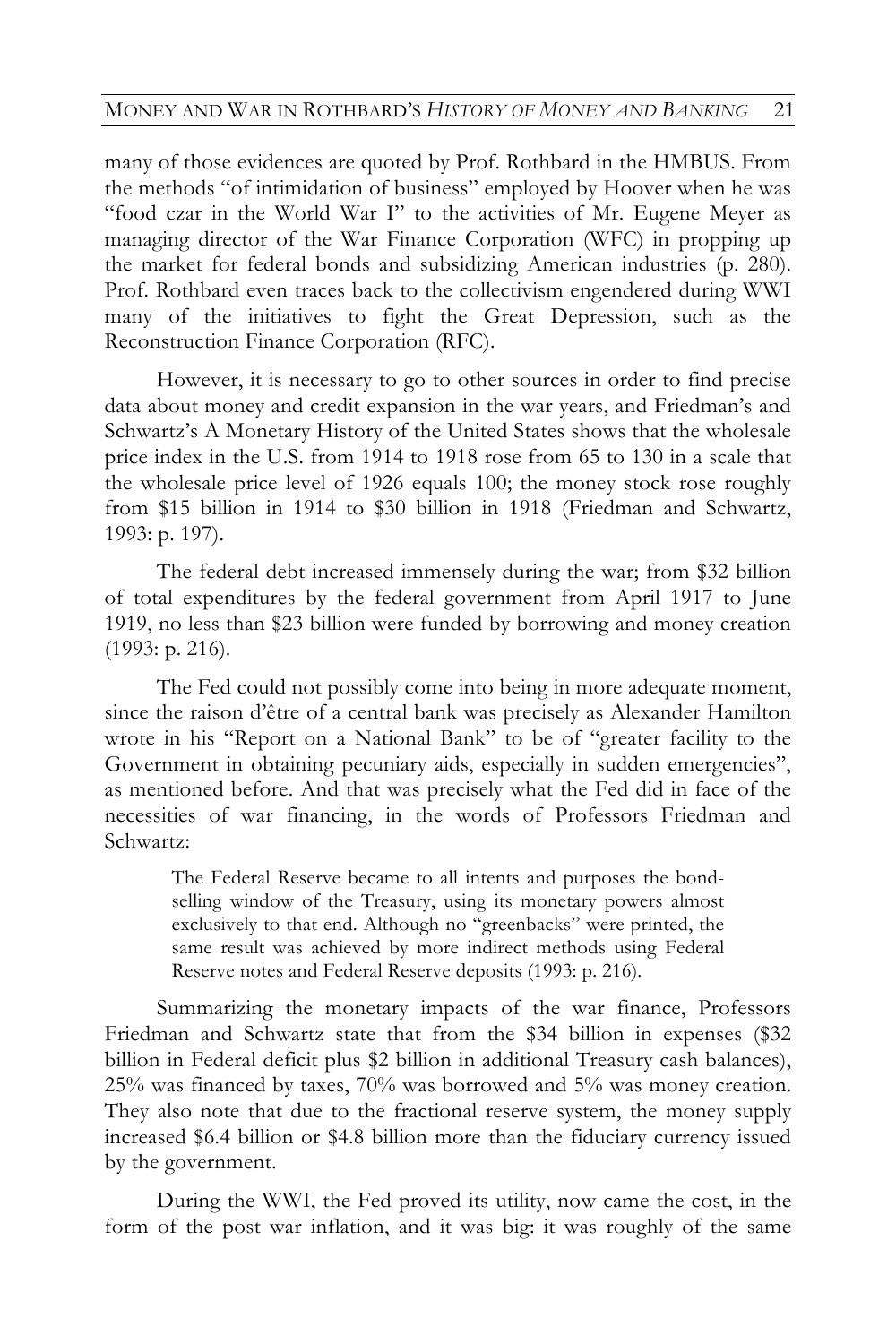many of those evidences are quoted by Prof. Rothbard in the HMBUS. From the methods "of intimidation of business" employed by Hoover when he was "food czar in the World War I" to the activities of Mr. Eugene Meyer as managing director of the War Finance Corporation (WFC) in propping up the market for federal bonds and subsidizing American industries (p. 280). Prof. Rothbard even traces back to the collectivism engendered during WWI many of the initiatives to fight the Great Depression, such as the Reconstruction Finance Corporation (RFC).

However, it is necessary to go to other sources in order to find precise data about money and credit expansion in the war years, and Friedman's and Schwartz's A Monetary History of the United States shows that the wholesale price index in the U.S. from 1914 to 1918 rose from 65 to 130 in a scale that the wholesale price level of 1926 equals 100; the money stock rose roughly from $15 billion in 1914 to $30 billion in 1918 (Friedman and Schwartz, 1993: p. 197).

The federal debt increased immensely during the war; from $32 billion of total expenditures by the federal government from April 1917 to June 1919, no less than $23 billion were funded by borrowing and money creation (1993: p. 216).

The Fed could not possibly come into being in more adequate moment, since the raison d'être of a central bank was precisely as Alexander Hamilton wrote in his "Report on a National Bank" to be of "greater facility to the Government in obtaining pecuniary aids, especially in sudden emergencies", as mentioned before. And that was precisely what the Fed did in face of the necessities of war financing, in the words of Professors Friedman and Schwartz:

> The Federal Reserve became to all intents and purposes the bond-selling window of the Treasury, using its monetary powers almost exclusively to that end. Although no "greenbacks" were printed, the same result was achieved by more indirect methods using Federal Reserve notes and Federal Reserve deposits (1993: p. 216).

Summarizing the monetary impacts of the war finance, Professors Friedman and Schwartz state that from the $34 billion in expenses ($32 billion in Federal deficit plus $2 billion in additional Treasury cash balances), 25% was financed by taxes, 70% was borrowed and 5% was money creation. They also note that due to the fractional reserve system, the money supply increased $6.4 billion or $4.8 billion more than the fiduciary currency issued by the government.

During the WWI, the Fed proved its utility, now came the cost, in the form of the post war inflation, and it was big: it was roughly of the same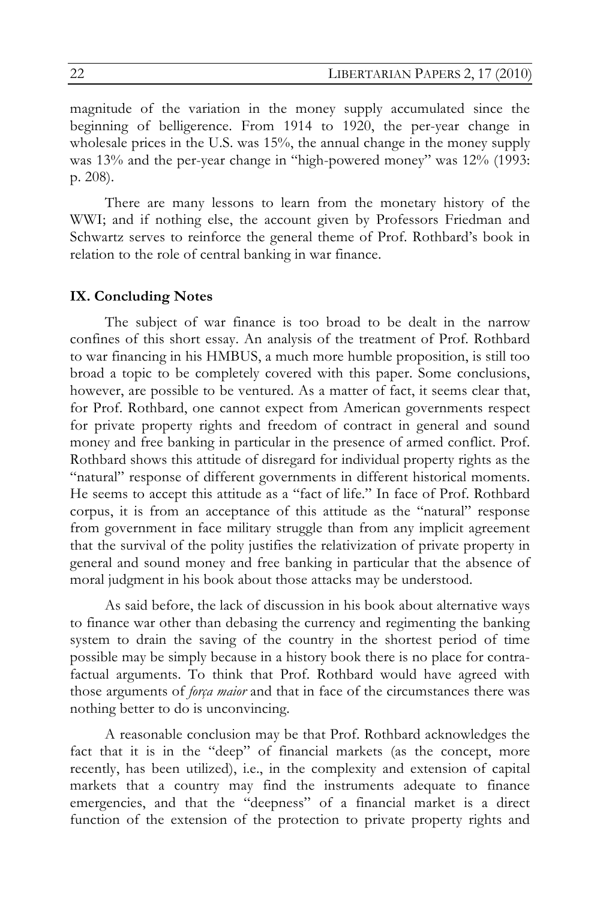magnitude of the variation in the money supply accumulated since the beginning of belligerence. From 1914 to 1920, the per-year change in wholesale prices in the U.S. was 15%, the annual change in the money supply was 13% and the per-year change in "high-powered money" was 12% (1993: p. 208).

There are many lessons to learn from the monetary history of the WWI; and if nothing else, the account given by Professors Friedman and Schwartz serves to reinforce the general theme of Prof. Rothbard's book in relation to the role of central banking in war finance.

### IX. Concluding Notes

The subject of war finance is too broad to be dealt in the narrow confines of this short essay. An analysis of the treatment of Prof. Rothbard to war financing in his HMBUS, a much more humble proposition, is still too broad a topic to be completely covered with this paper. Some conclusions, however, are possible to be ventured. As a matter of fact, it seems clear that, for Prof. Rothbard, one cannot expect from American governments respect for private property rights and freedom of contract in general and sound money and free banking in particular in the presence of armed conflict. Prof. Rothbard shows this attitude of disregard for individual property rights as the "natural" response of different governments in different historical moments. He seems to accept this attitude as a "fact of life." In face of Prof. Rothbard corpus, it is from an acceptance of this attitude as the "natural" response from government in face military struggle than from any implicit agreement that the survival of the polity justifies the relativization of private property in general and sound money and free banking in particular that the absence of moral judgment in his book about those attacks may be understood.

As said before, the lack of discussion in his book about alternative ways to finance war other than debasing the currency and regimenting the banking system to drain the saving of the country in the shortest period of time possible may be simply because in a history book there is no place for contra-factual arguments. To think that Prof. Rothbard would have agreed with those arguments of *força maior* and that in face of the circumstances there was nothing better to do is unconvincing.

A reasonable conclusion may be that Prof. Rothbard acknowledges the fact that it is in the "deep" of financial markets (as the concept, more recently, has been utilized), i.e., in the complexity and extension of capital markets that a country may find the instruments adequate to finance emergencies, and that the "deepness" of a financial market is a direct function of the extension of the protection to private property rights and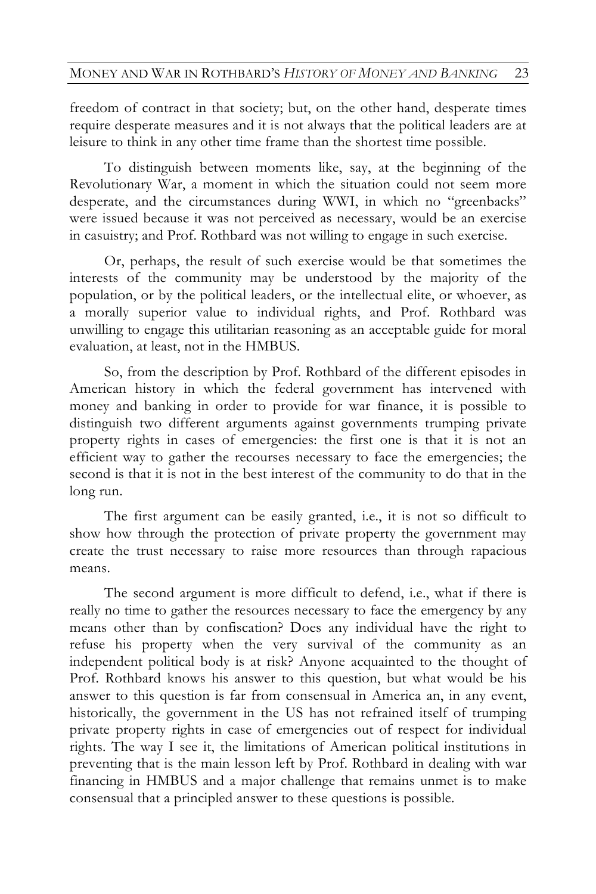freedom of contract in that society; but, on the other hand, desperate times require desperate measures and it is not always that the political leaders are at leisure to think in any other time frame than the shortest time possible.

To distinguish between moments like, say, at the beginning of the Revolutionary War, a moment in which the situation could not seem more desperate, and the circumstances during WWI, in which no "greenbacks" were issued because it was not perceived as necessary, would be an exercise in casuistry; and Prof. Rothbard was not willing to engage in such exercise.

Or, perhaps, the result of such exercise would be that sometimes the interests of the community may be understood by the majority of the population, or by the political leaders, or the intellectual elite, or whoever, as a morally superior value to individual rights, and Prof. Rothbard was unwilling to engage this utilitarian reasoning as an acceptable guide for moral evaluation, at least, not in the HMBUS.

So, from the description by Prof. Rothbard of the different episodes in American history in which the federal government has intervened with money and banking in order to provide for war finance, it is possible to distinguish two different arguments against governments trumping private property rights in cases of emergencies: the first one is that it is not an efficient way to gather the recourses necessary to face the emergencies; the second is that it is not in the best interest of the community to do that in the long run.

The first argument can be easily granted, i.e., it is not so difficult to show how through the protection of private property the government may create the trust necessary to raise more resources than through rapacious means.

The second argument is more difficult to defend, i.e., what if there is really no time to gather the resources necessary to face the emergency by any means other than by confiscation? Does any individual have the right to refuse his property when the very survival of the community as an independent political body is at risk? Anyone acquainted to the thought of Prof. Rothbard knows his answer to this question, but what would be his answer to this question is far from consensual in America an, in any event, historically, the government in the US has not refrained itself of trumping private property rights in case of emergencies out of respect for individual rights. The way I see it, the limitations of American political institutions in preventing that is the main lesson left by Prof. Rothbard in dealing with war financing in HMBUS and a major challenge that remains unmet is to make consensual that a principled answer to these questions is possible.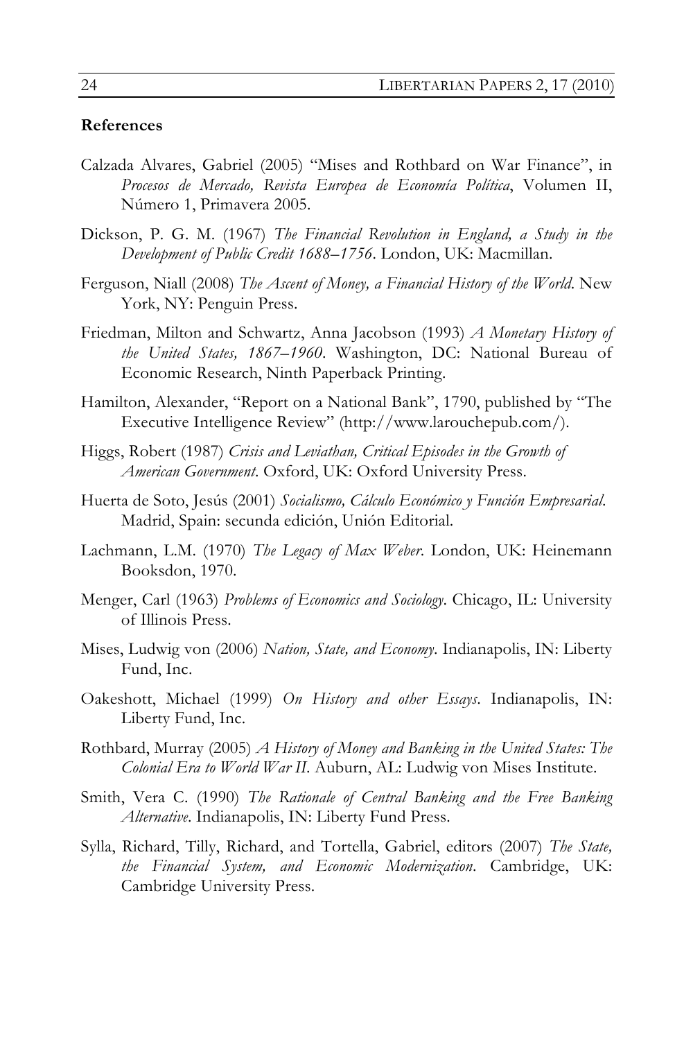**References**

Calzada Alvares, Gabriel (2005) "Mises and Rothbard on War Finance", in *Procesos de Mercado, Revista Europea de Economía Política*, Volumen II, Número 1, Primavera 2005.

Dickson, P. G. M. (1967) *The Financial Revolution in England, a Study in the Development of Public Credit 1688–1756*. London, UK: Macmillan.

Ferguson, Niall (2008) *The Ascent of Money, a Financial History of the World*. New York, NY: Penguin Press.

Friedman, Milton and Schwartz, Anna Jacobson (1993) *A Monetary History of the United States, 1867–1960*. Washington, DC: National Bureau of Economic Research, Ninth Paperback Printing.

Hamilton, Alexander, "Report on a National Bank", 1790, published by "The Executive Intelligence Review" (http://www.larouchepub.com/).

Higgs, Robert (1987) *Crisis and Leviathan, Critical Episodes in the Growth of American Government*. Oxford, UK: Oxford University Press.

Huerta de Soto, Jesús (2001) *Socialismo, Cálculo Económico y Función Empresarial*. Madrid, Spain: secunda edición, Unión Editorial.

Lachmann, L.M. (1970) *The Legacy of Max Weber*. London, UK: Heinemann Booksdon, 1970.

Menger, Carl (1963) *Problems of Economics and Sociology*. Chicago, IL: University of Illinois Press.

Mises, Ludwig von (2006) *Nation, State, and Economy*. Indianapolis, IN: Liberty Fund, Inc.

Oakeshott, Michael (1999) *On History and other Essays*. Indianapolis, IN: Liberty Fund, Inc.

Rothbard, Murray (2005) *A History of Money and Banking in the United States: The Colonial Era to World War II*. Auburn, AL: Ludwig von Mises Institute.

Smith, Vera C. (1990) *The Rationale of Central Banking and the Free Banking Alternative*. Indianapolis, IN: Liberty Fund Press.

Sylla, Richard, Tilly, Richard, and Tortella, Gabriel, editors (2007) *The State, the Financial System, and Economic Modernization*. Cambridge, UK: Cambridge University Press.